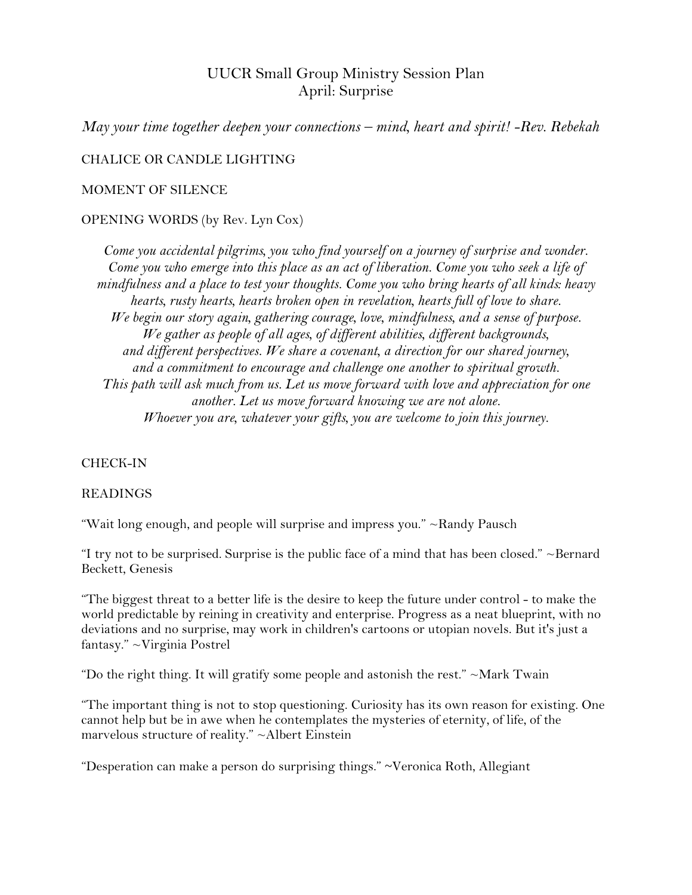# UUCR Small Group Ministry Session Plan
## April: Surprise

*May your time together deepen your connections – mind, heart and spirit! -Rev. Rebekah*

CHALICE OR CANDLE LIGHTING

MOMENT OF SILENCE

OPENING WORDS (by Rev. Lyn Cox)

*Come you accidental pilgrims, you who find yourself on a journey of surprise and wonder. Come you who emerge into this place as an act of liberation. Come you who seek a life of mindfulness and a place to test your thoughts. Come you who bring hearts of all kinds: heavy hearts, rusty hearts, hearts broken open in revelation, hearts full of love to share.*
*We begin our story again, gathering courage, love, mindfulness, and a sense of purpose.*
*We gather as people of all ages, of different abilities, different backgrounds,*
*and different perspectives. We share a covenant, a direction for our shared journey,*
*and a commitment to encourage and challenge one another to spiritual growth.*
*This path will ask much from us. Let us move forward with love and appreciation for one another. Let us move forward knowing we are not alone.*
*Whoever you are, whatever your gifts, you are welcome to join this journey.*

CHECK-IN

READINGS

"Wait long enough, and people will surprise and impress you." ~Randy Pausch

"I try not to be surprised. Surprise is the public face of a mind that has been closed." ~Bernard Beckett, Genesis

"The biggest threat to a better life is the desire to keep the future under control - to make the world predictable by reining in creativity and enterprise. Progress as a neat blueprint, with no deviations and no surprise, may work in children's cartoons or utopian novels. But it's just a fantasy." ~Virginia Postrel

"Do the right thing. It will gratify some people and astonish the rest." ~Mark Twain

"The important thing is not to stop questioning. Curiosity has its own reason for existing. One cannot help but be in awe when he contemplates the mysteries of eternity, of life, of the marvelous structure of reality." ~Albert Einstein

"Desperation can make a person do surprising things." ~Veronica Roth, Allegiant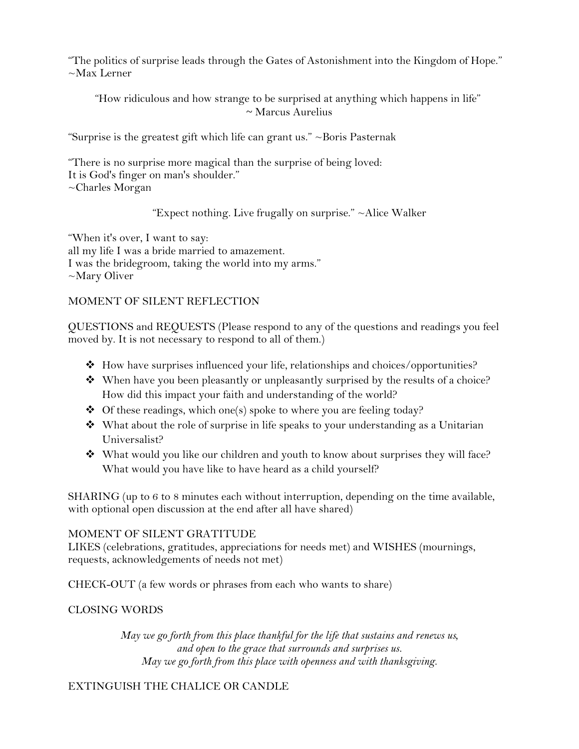"The politics of surprise leads through the Gates of Astonishment into the Kingdom of Hope." ~Max Lerner

"How ridiculous and how strange to be surprised at anything which happens in life" ~ Marcus Aurelius

"Surprise is the greatest gift which life can grant us." ~Boris Pasternak

"There is no surprise more magical than the surprise of being loved:
It is God's finger on man's shoulder."
~Charles Morgan

"Expect nothing. Live frugally on surprise." ~Alice Walker

"When it's over, I want to say:
all my life I was a bride married to amazement.
I was the bridegroom, taking the world into my arms."
~Mary Oliver

MOMENT OF SILENT REFLECTION

QUESTIONS and REQUESTS (Please respond to any of the questions and readings you feel moved by. It is not necessary to respond to all of them.)

- How have surprises influenced your life, relationships and choices/opportunities?
- When have you been pleasantly or unpleasantly surprised by the results of a choice? How did this impact your faith and understanding of the world?
- Of these readings, which one(s) spoke to where you are feeling today?
- What about the role of surprise in life speaks to your understanding as a Unitarian Universalist?
- What would you like our children and youth to know about surprises they will face? What would you have like to have heard as a child yourself?

SHARING (up to 6 to 8 minutes each without interruption, depending on the time available, with optional open discussion at the end after all have shared)

MOMENT OF SILENT GRATITUDE
LIKES (celebrations, gratitudes, appreciations for needs met) and WISHES (mournings, requests, acknowledgements of needs not met)

CHECK-OUT (a few words or phrases from each who wants to share)

CLOSING WORDS

*May we go forth from this place thankful for the life that sustains and renews us,*
*and open to the grace that surrounds and surprises us.*
*May we go forth from this place with openness and with thanksgiving.*

EXTINGUISH THE CHALICE OR CANDLE